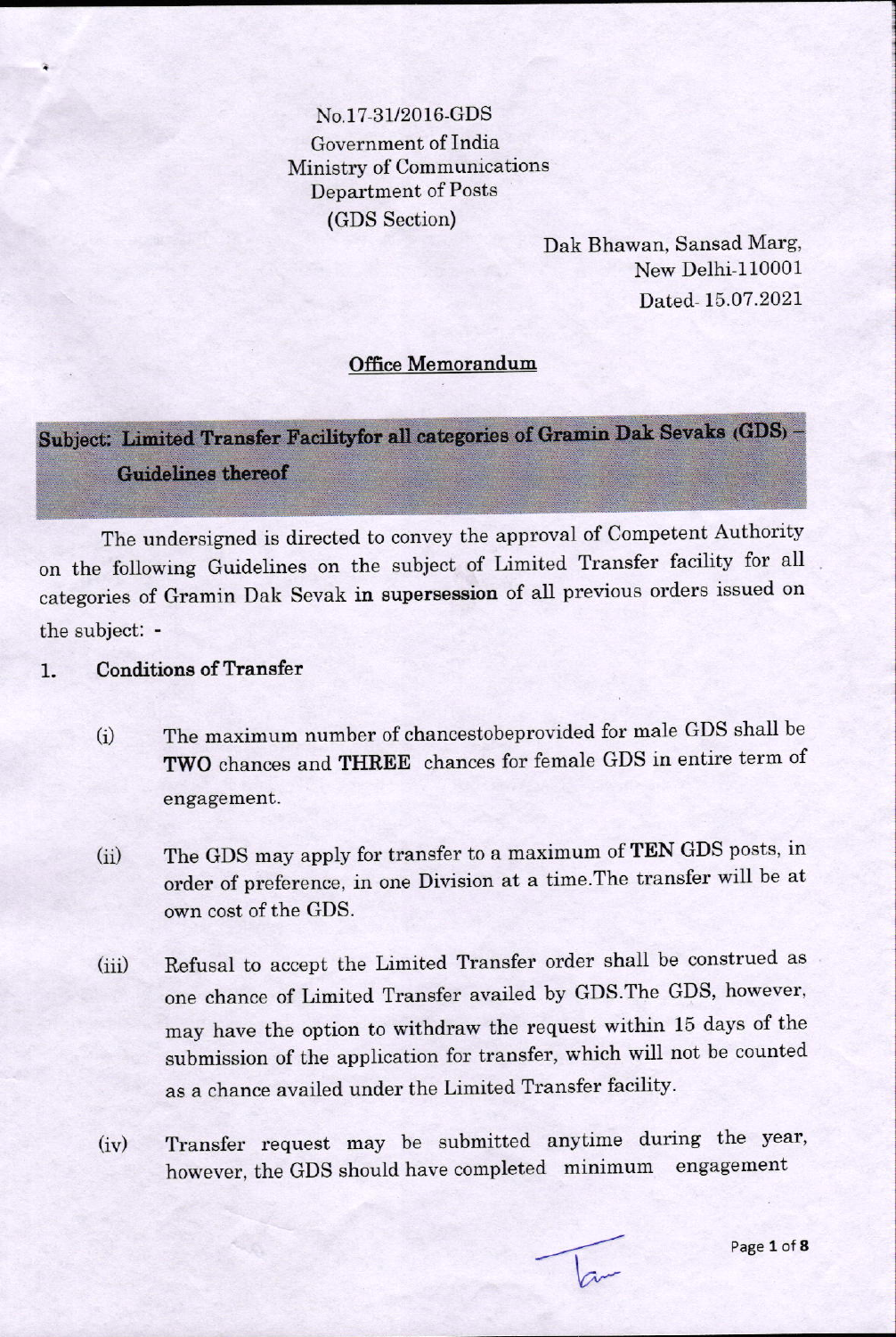No.17-31/2016-GDS
Government of India
Ministry of Communications
Department of Posts
(GDS Section)

Dak Bhawan, Sansad Marg,
New Delhi-110001
Dated- 15.07.2021

**Office Memorandum**

**Subject: Limited Transfer Facilityfor all categories of Gramin Dak Sevaks (GDS) – Guidelines thereof**

The undersigned is directed to convey the approval of Competent Authority on the following Guidelines on the subject of Limited Transfer facility for all categories of Gramin Dak Sevak **in supersession** of all previous orders issued on the subject: -

1. **Conditions of Transfer**

   (i) The maximum number of chancestobeprovided for male GDS shall be **TWO** chances and **THREE** chances for female GDS in entire term of engagement.

   (ii) The GDS may apply for transfer to a maximum of **TEN** GDS posts, in order of preference, in one Division at a time.The transfer will be at own cost of the GDS.

   (iii) Refusal to accept the Limited Transfer order shall be construed as one chance of Limited Transfer availed by GDS.The GDS, however, may have the option to withdraw the request within 15 days of the submission of the application for transfer, which will not be counted as a chance availed under the Limited Transfer facility.

   (iv) Transfer request may be submitted anytime during the year, however, the GDS should have completed minimum engagement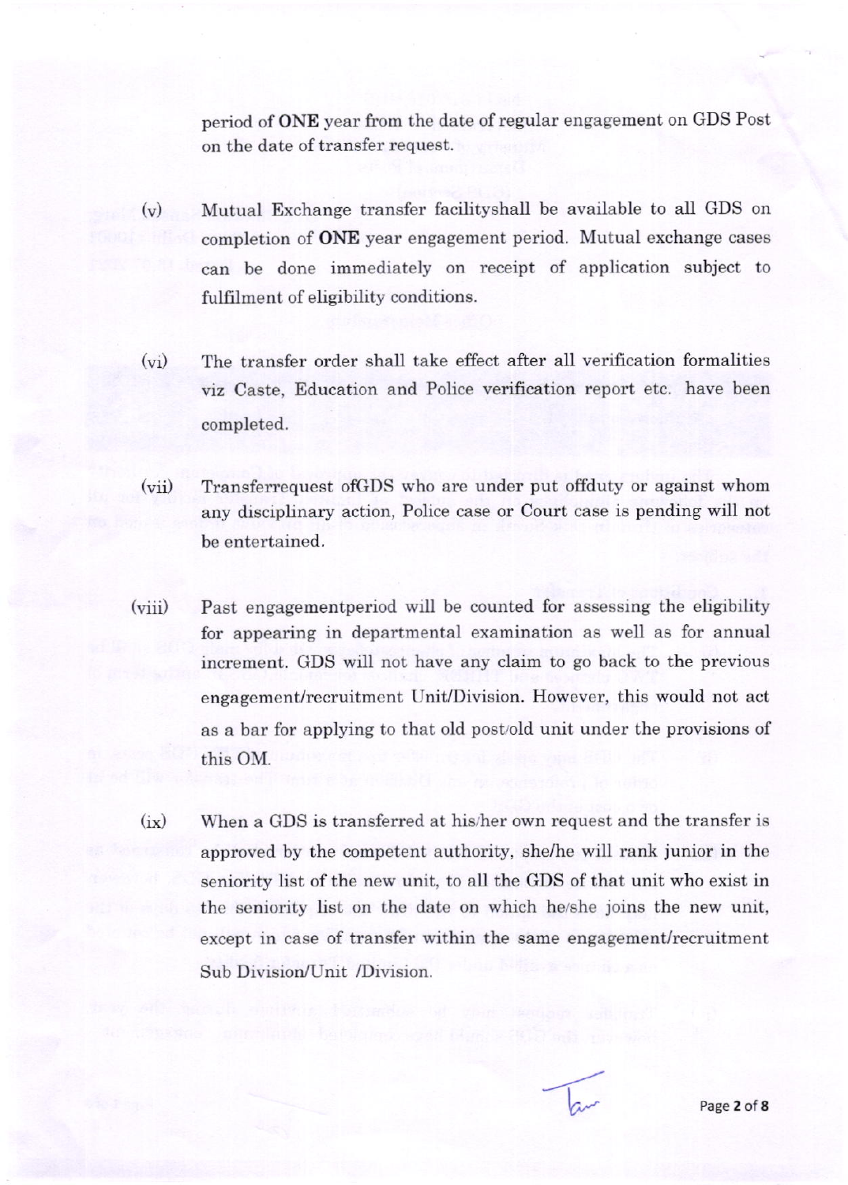period of **ONE** year from the date of regular engagement on GDS Post on the date of transfer request.

(v) Mutual Exchange transfer facilityshall be available to all GDS on completion of **ONE** year engagement period. Mutual exchange cases can be done immediately on receipt of application subject to fulfilment of eligibility conditions.

(vi) The transfer order shall take effect after all verification formalities viz Caste, Education and Police verification report etc. have been completed.

(vii) Transferrequest ofGDS who are under put offduty or against whom any disciplinary action, Police case or Court case is pending will not be entertained.

(viii) Past engagementperiod will be counted for assessing the eligibility for appearing in departmental examination as well as for annual increment. GDS will not have any claim to go back to the previous engagement/recruitment Unit/Division. However, this would not act as a bar for applying to that old post/old unit under the provisions of this OM.

(ix) When a GDS is transferred at his/her own request and the transfer is approved by the competent authority, she/he will rank junior in the seniority list of the new unit, to all the GDS of that unit who exist in the seniority list on the date on which he/she joins the new unit, except in case of transfer within the same engagement/recruitment Sub Division/Unit /Division.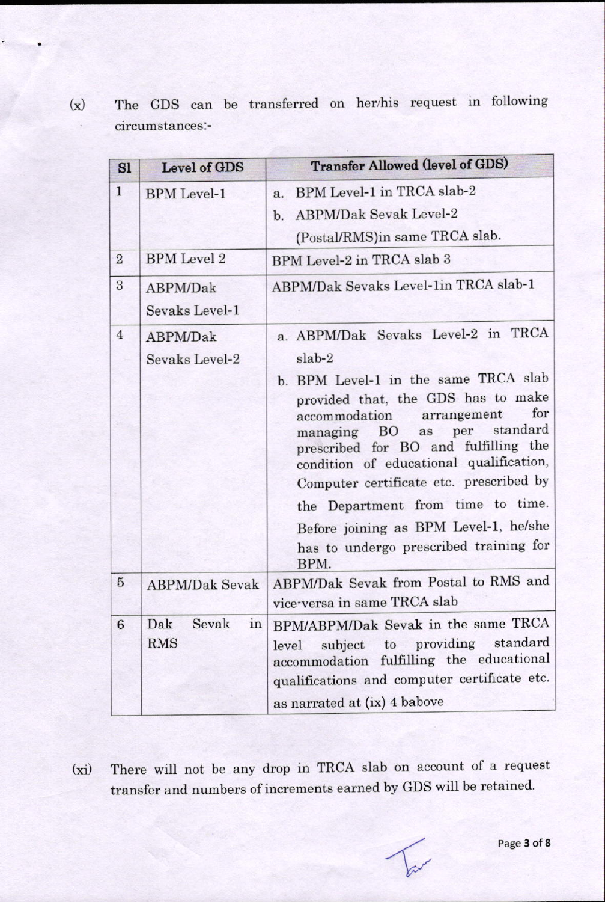(x) The GDS can be transferred on her/his request in following circumstances:-

| Sl | Level of GDS | Transfer Allowed (level of GDS) |
|---|---|---|
| 1 | BPM Level-1 | a. BPM Level-1 in TRCA slab-2<br>b. ABPM/Dak Sevak Level-2 (Postal/RMS)in same TRCA slab. |
| 2 | BPM Level 2 | BPM Level-2 in TRCA slab 3 |
| 3 | ABPM/Dak Sevaks Level-1 | ABPM/Dak Sevaks Level-1in TRCA slab-1 |
| 4 | ABPM/Dak Sevaks Level-2 | a. ABPM/Dak Sevaks Level-2 in TRCA slab-2<br>b. BPM Level-1 in the same TRCA slab provided that, the GDS has to make accommodation arrangement for managing BO as per standard prescribed for BO and fulfilling the condition of educational qualification, Computer certificate etc. prescribed by the Department from time to time. Before joining as BPM Level-1, he/she has to undergo prescribed training for BPM. |
| 5 | ABPM/Dak Sevak | ABPM/Dak Sevak from Postal to RMS and vice-versa in same TRCA slab |
| 6 | Dak Sevak in RMS | BPM/ABPM/Dak Sevak in the same TRCA level subject to providing standard accommodation fulfilling the educational qualifications and computer certificate etc. as narrated at (ix) 4 babove |

(xi) There will not be any drop in TRCA slab on account of a request transfer and numbers of increments earned by GDS will be retained.